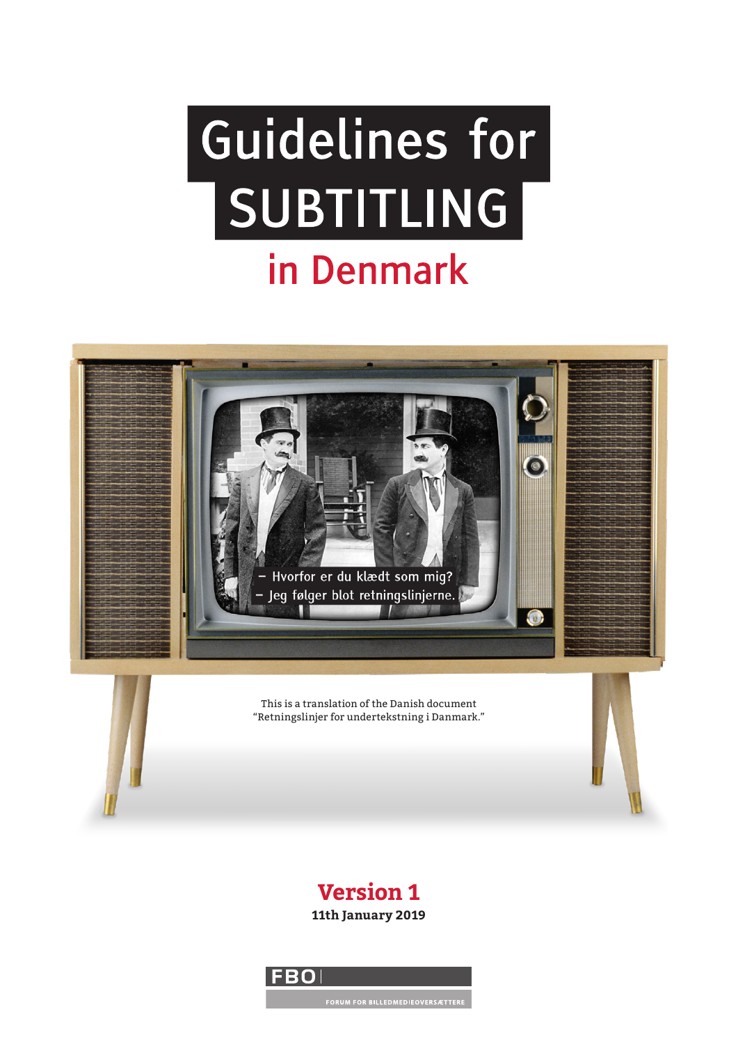# Guidelines for SUBTITLING in Denmark

This is a translation of the Danish document "Retningslinjer for undertekstning i Danmark."

**Version 1**

**11th January 2019**

FBO

FORUM FOR BILLEDMEDIEOVERSÆTTERE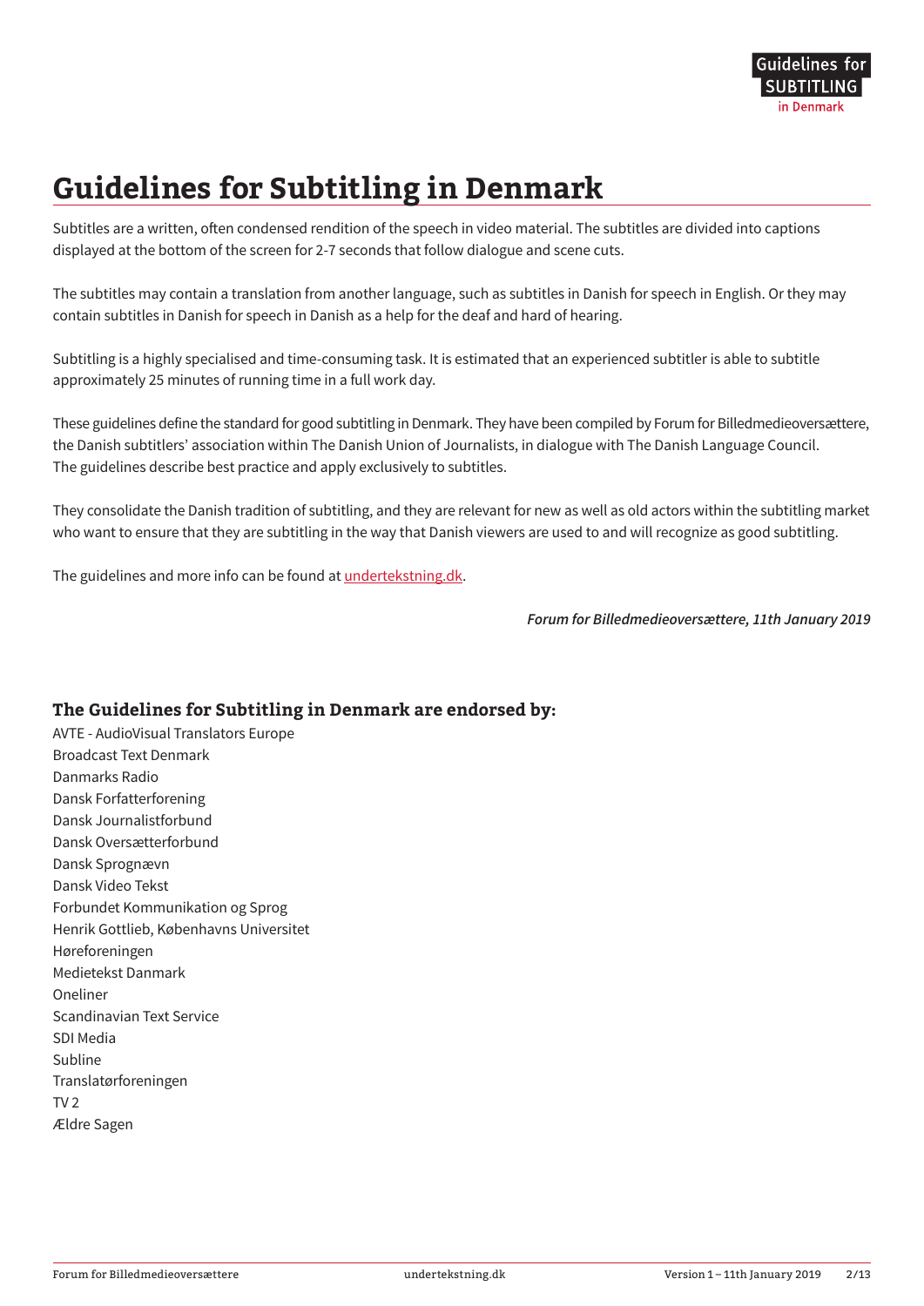# Guidelines for Subtitling in Denmark

Subtitles are a written, often condensed rendition of the speech in video material. The subtitles are divided into captions displayed at the bottom of the screen for 2-7 seconds that follow dialogue and scene cuts.

The subtitles may contain a translation from another language, such as subtitles in Danish for speech in English. Or they may contain subtitles in Danish for speech in Danish as a help for the deaf and hard of hearing.

Subtitling is a highly specialised and time-consuming task. It is estimated that an experienced subtitler is able to subtitle approximately 25 minutes of running time in a full work day.

These guidelines define the standard for good subtitling in Denmark. They have been compiled by Forum for Billedmedieoversættere, the Danish subtitlers' association within The Danish Union of Journalists, in dialogue with The Danish Language Council. The guidelines describe best practice and apply exclusively to subtitles.

They consolidate the Danish tradition of subtitling, and they are relevant for new as well as old actors within the subtitling market who want to ensure that they are subtitling in the way that Danish viewers are used to and will recognize as good subtitling.

The guidelines and more info can be found at [undertekstning.dk](undertekstning.dk).

*Forum for Billedmedieoversættere, 11th January 2019*

### The Guidelines for Subtitling in Denmark are endorsed by:

AVTE - AudioVisual Translators Europe
Broadcast Text Denmark
Danmarks Radio
Dansk Forfatterforening
Dansk Journalistforbund
Dansk Oversætterforbund
Dansk Sprognævn
Dansk Video Tekst
Forbundet Kommunikation og Sprog
Henrik Gottlieb, Københavns Universitet
Høreforeningen
Medietekst Danmark
Oneliner
Scandinavian Text Service
SDI Media
Subline
Translatørforeningen
TV 2
Ældre Sagen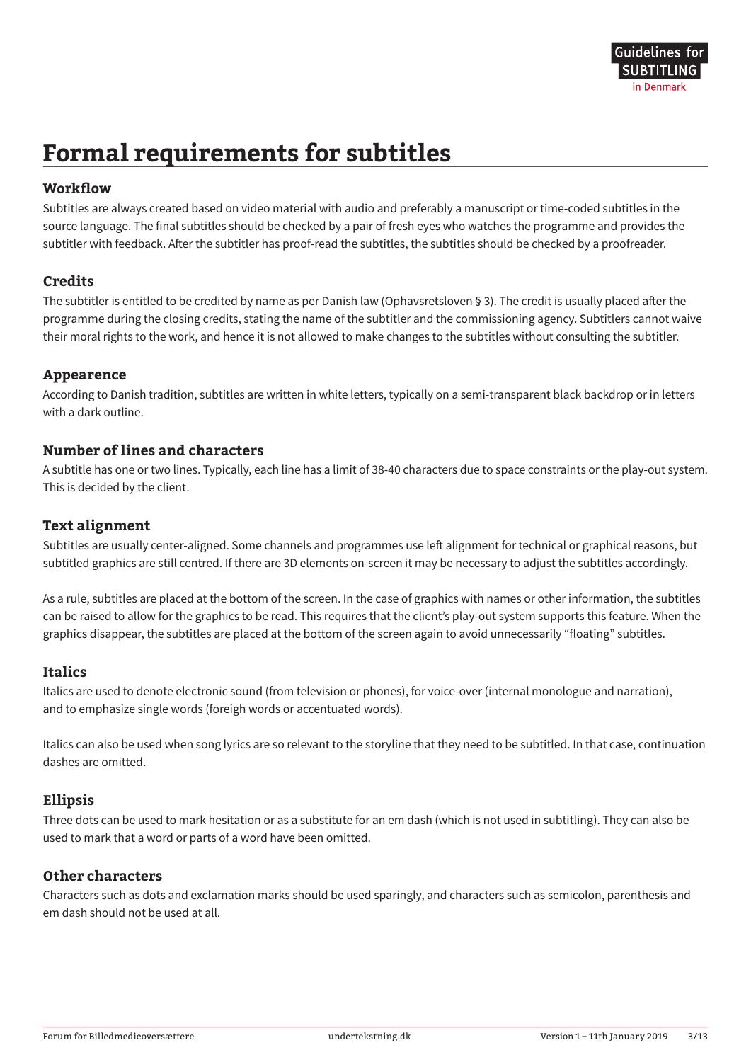# Formal requirements for subtitles

## Workflow

Subtitles are always created based on video material with audio and preferably a manuscript or time-coded subtitles in the source language. The final subtitles should be checked by a pair of fresh eyes who watches the programme and provides the subtitler with feedback. After the subtitler has proof-read the subtitles, the subtitles should be checked by a proofreader.

## Credits

The subtitler is entitled to be credited by name as per Danish law (Ophavsretsloven § 3). The credit is usually placed after the programme during the closing credits, stating the name of the subtitler and the commissioning agency. Subtitlers cannot waive their moral rights to the work, and hence it is not allowed to make changes to the subtitles without consulting the subtitler.

## Appearence

According to Danish tradition, subtitles are written in white letters, typically on a semi-transparent black backdrop or in letters with a dark outline.

## Number of lines and characters

A subtitle has one or two lines. Typically, each line has a limit of 38-40 characters due to space constraints or the play-out system. This is decided by the client.

## Text alignment

Subtitles are usually center-aligned. Some channels and programmes use left alignment for technical or graphical reasons, but subtitled graphics are still centred. If there are 3D elements on-screen it may be necessary to adjust the subtitles accordingly.

As a rule, subtitles are placed at the bottom of the screen. In the case of graphics with names or other information, the subtitles can be raised to allow for the graphics to be read. This requires that the client's play-out system supports this feature. When the graphics disappear, the subtitles are placed at the bottom of the screen again to avoid unnecessarily "floating" subtitles.

## Italics

Italics are used to denote electronic sound (from television or phones), for voice-over (internal monologue and narration), and to emphasize single words (foreigh words or accentuated words).

Italics can also be used when song lyrics are so relevant to the storyline that they need to be subtitled. In that case, continuation dashes are omitted.

## Ellipsis

Three dots can be used to mark hesitation or as a substitute for an em dash (which is not used in subtitling). They can also be used to mark that a word or parts of a word have been omitted.

## Other characters

Characters such as dots and exclamation marks should be used sparingly, and characters such as semicolon, parenthesis and em dash should not be used at all.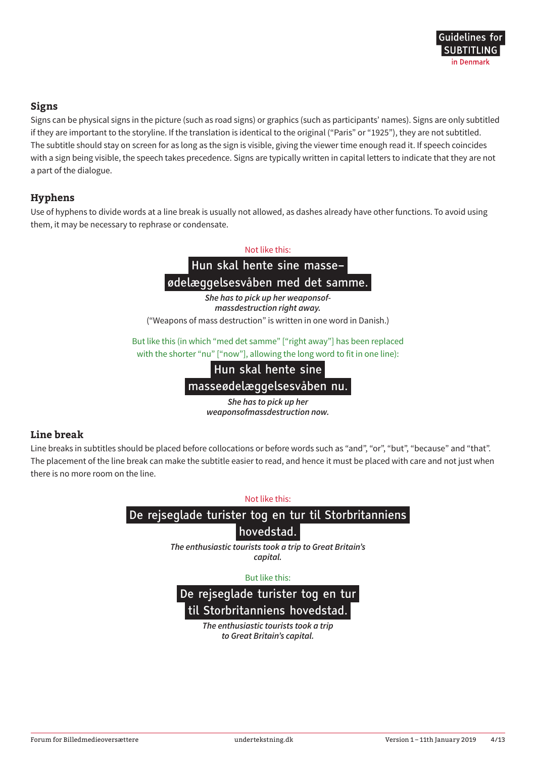## Signs

Signs can be physical signs in the picture (such as road signs) or graphics (such as participants' names). Signs are only subtitled if they are important to the storyline. If the translation is identical to the original ("Paris" or "1925"), they are not subtitled. The subtitle should stay on screen for as long as the sign is visible, giving the viewer time enough read it. If speech coincides with a sign being visible, the speech takes precedence. Signs are typically written in capital letters to indicate that they are not a part of the dialogue.

## Hyphens

Use of hyphens to divide words at a line break is usually not allowed, as dashes already have other functions. To avoid using them, it may be necessary to rephrase or condensate.

Not like this:

Hun skal hente sine masse–
ødelæggelsesvåben med det samme.

*She has to pick up her weaponsof-*
*massdestruction right away.*

("Weapons of mass destruction" is written in one word in Danish.)

But like this (in which "med det samme" ["right away"] has been replaced with the shorter "nu" ["now"], allowing the long word to fit in one line):

Hun skal hente sine
masseødelæggelsesvåben nu.

*She has to pick up her*
*weaponsofmassdestruction now.*

## Line break

Line breaks in subtitles should be placed before collocations or before words such as "and", "or", "but", "because" and "that". The placement of the line break can make the subtitle easier to read, and hence it must be placed with care and not just when there is no more room on the line.

Not like this:

De rejseglade turister tog en tur til Storbritanniens
hovedstad.

*The enthusiastic tourists took a trip to Great Britain's*
*capital.*

But like this:

De rejseglade turister tog en tur
til Storbritanniens hovedstad.

*The enthusiastic tourists took a trip*
*to Great Britain's capital.*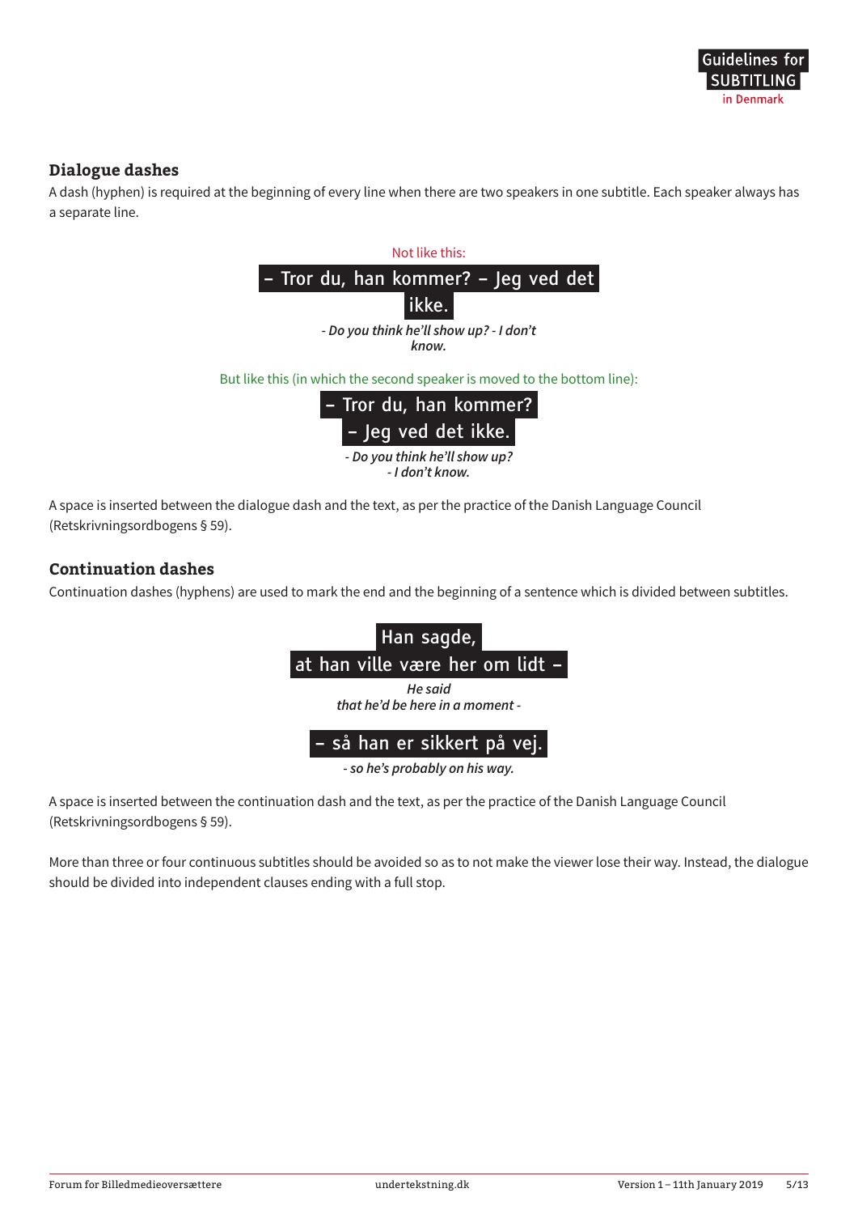## Dialogue dashes

A dash (hyphen) is required at the beginning of every line when there are two speakers in one subtitle. Each speaker always has a separate line.

Not like this:

– Tror du, han kommer? – Jeg ved det
ikke.

*- Do you think he'll show up? - I don't know.*

But like this (in which the second speaker is moved to the bottom line):

– Tror du, han kommer?
– Jeg ved det ikke.

*- Do you think he'll show up?*
*- I don't know.*

A space is inserted between the dialogue dash and the text, as per the practice of the Danish Language Council (Retskrivningsordbogens § 59).

## Continuation dashes

Continuation dashes (hyphens) are used to mark the end and the beginning of a sentence which is divided between subtitles.

Han sagde,
at han ville være her om lidt –

*He said*
*that he'd be here in a moment -*

– så han er sikkert på vej.

*- so he's probably on his way.*

A space is inserted between the continuation dash and the text, as per the practice of the Danish Language Council (Retskrivningsordbogens § 59).

More than three or four continuous subtitles should be avoided so as to not make the viewer lose their way. Instead, the dialogue should be divided into independent clauses ending with a full stop.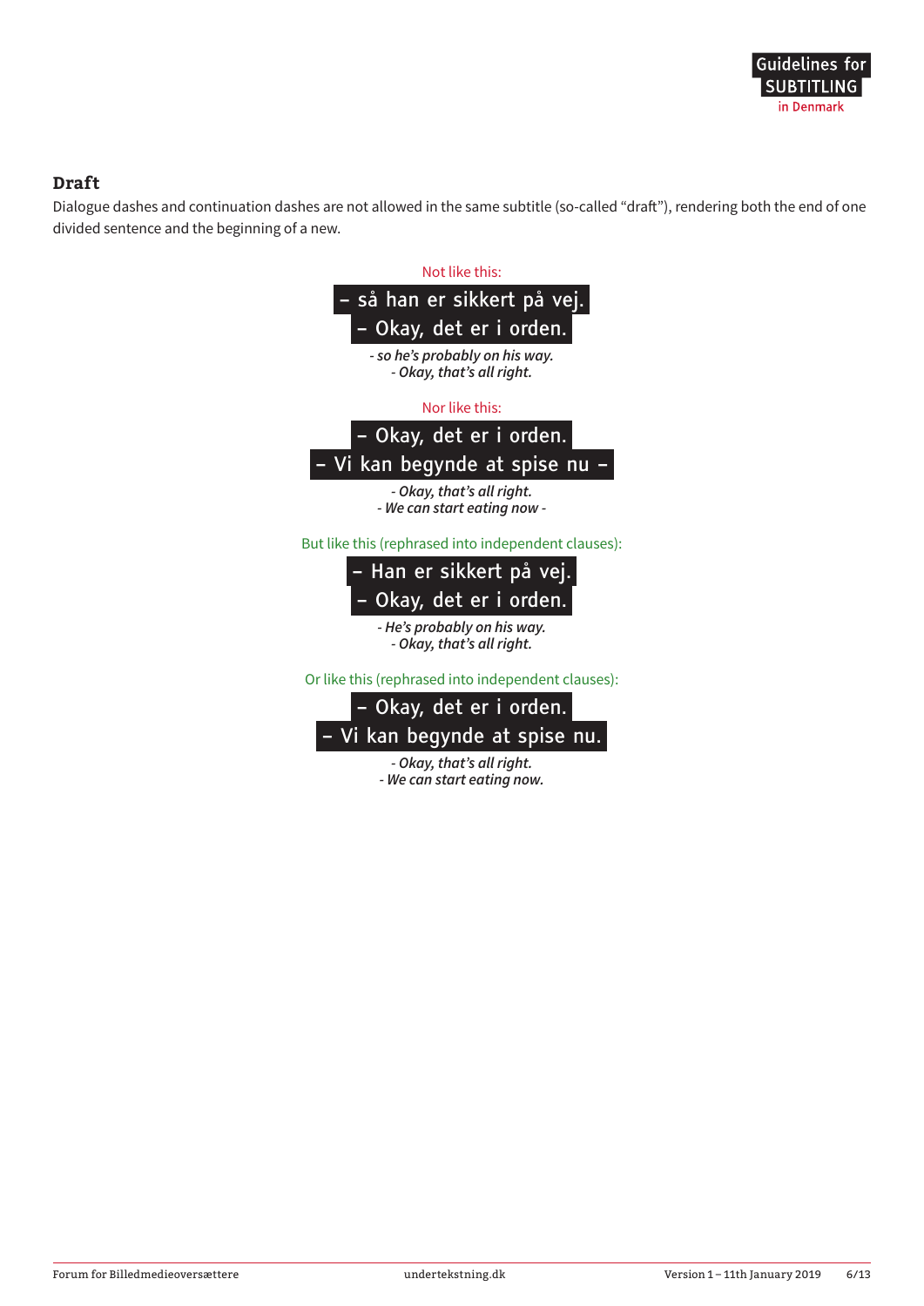## Draft

Dialogue dashes and continuation dashes are not allowed in the same subtitle (so-called "draft"), rendering both the end of one divided sentence and the beginning of a new.

Not like this:

– så han er sikkert på vej.
– Okay, det er i orden.

*- so he's probably on his way.*
*- Okay, that's all right.*

Nor like this:

– Okay, det er i orden.
– Vi kan begynde at spise nu –

*- Okay, that's all right.*
*- We can start eating now -*

But like this (rephrased into independent clauses):

– Han er sikkert på vej.
– Okay, det er i orden.

*- He's probably on his way.*
*- Okay, that's all right.*

Or like this (rephrased into independent clauses):

– Okay, det er i orden.
– Vi kan begynde at spise nu.

*- Okay, that's all right.*
*- We can start eating now.*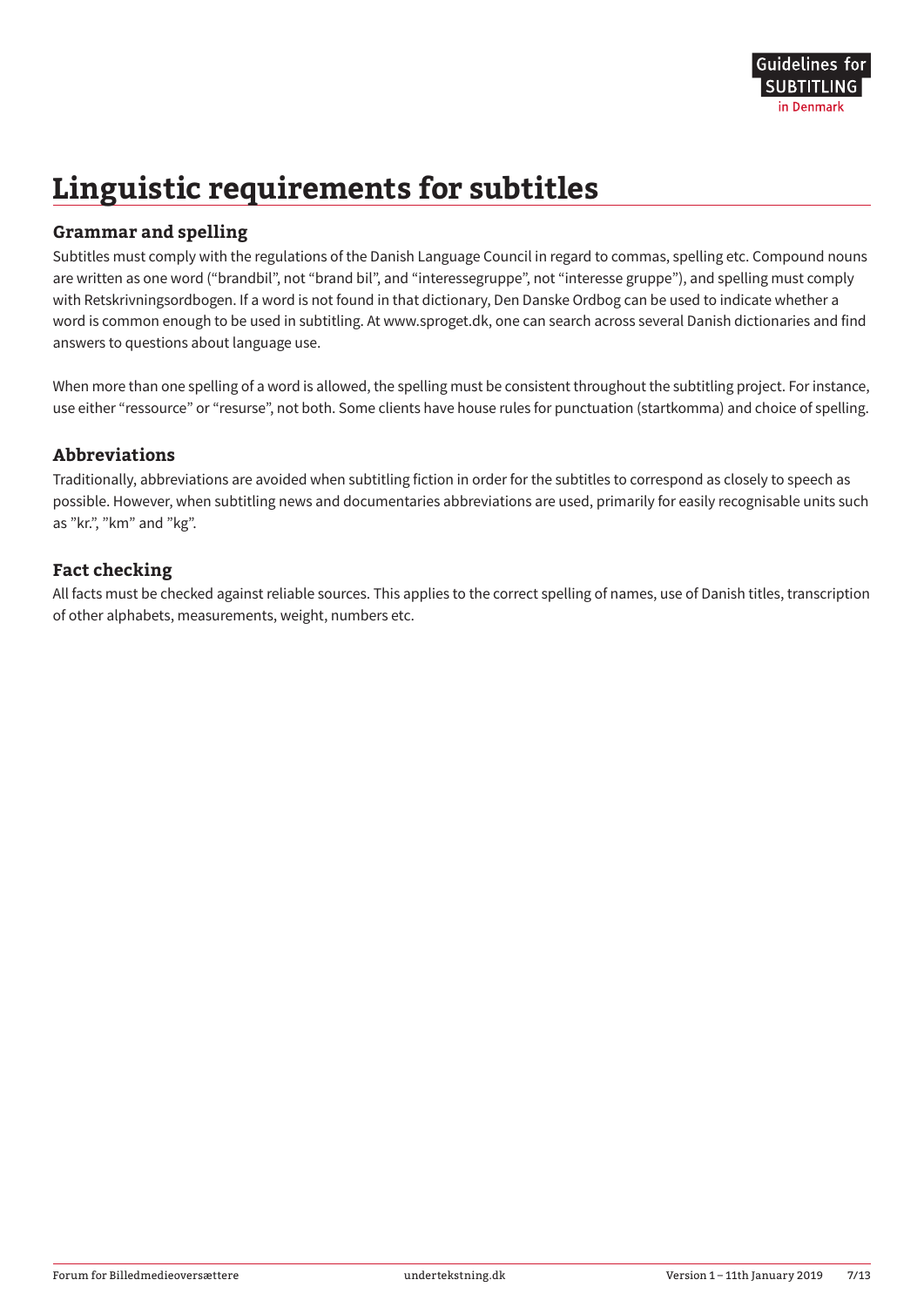# Linguistic requirements for subtitles

## Grammar and spelling

Subtitles must comply with the regulations of the Danish Language Council in regard to commas, spelling etc. Compound nouns are written as one word ("brandbil", not "brand bil", and "interessegruppe", not "interesse gruppe"), and spelling must comply with Retskrivningsordbogen. If a word is not found in that dictionary, Den Danske Ordbog can be used to indicate whether a word is common enough to be used in subtitling. At www.sproget.dk, one can search across several Danish dictionaries and find answers to questions about language use.

When more than one spelling of a word is allowed, the spelling must be consistent throughout the subtitling project. For instance, use either "ressource" or "resurse", not both. Some clients have house rules for punctuation (startkomma) and choice of spelling.

## Abbreviations

Traditionally, abbreviations are avoided when subtitling fiction in order for the subtitles to correspond as closely to speech as possible. However, when subtitling news and documentaries abbreviations are used, primarily for easily recognisable units such as "kr.", "km" and "kg".

## Fact checking

All facts must be checked against reliable sources. This applies to the correct spelling of names, use of Danish titles, transcription of other alphabets, measurements, weight, numbers etc.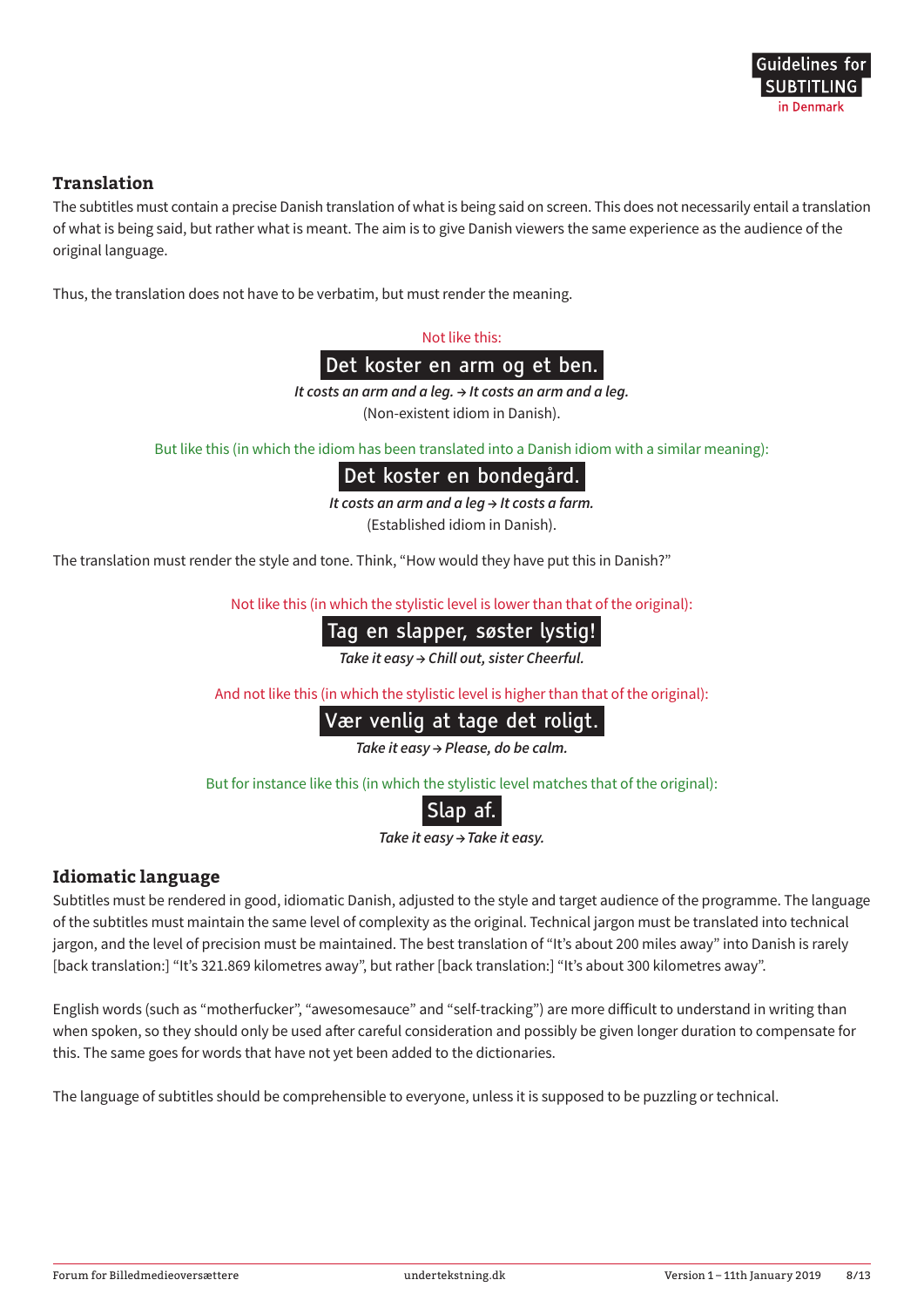## Translation

The subtitles must contain a precise Danish translation of what is being said on screen. This does not necessarily entail a translation of what is being said, but rather what is meant. The aim is to give Danish viewers the same experience as the audience of the original language.

Thus, the translation does not have to be verbatim, but must render the meaning.

Not like this:

Det koster en arm og et ben.

***It costs an arm and a leg. → It costs an arm and a leg.***

(Non-existent idiom in Danish).

But like this (in which the idiom has been translated into a Danish idiom with a similar meaning):

Det koster en bondegård.

***It costs an arm and a leg → It costs a farm.***

(Established idiom in Danish).

The translation must render the style and tone. Think, "How would they have put this in Danish?"

Not like this (in which the stylistic level is lower than that of the original):

Tag en slapper, søster lystig!

***Take it easy → Chill out, sister Cheerful.***

And not like this (in which the stylistic level is higher than that of the original):

Vær venlig at tage det roligt.

***Take it easy → Please, do be calm.***

But for instance like this (in which the stylistic level matches that of the original):

Slap af.

***Take it easy → Take it easy.***

## Idiomatic language

Subtitles must be rendered in good, idiomatic Danish, adjusted to the style and target audience of the programme. The language of the subtitles must maintain the same level of complexity as the original. Technical jargon must be translated into technical jargon, and the level of precision must be maintained. The best translation of "It's about 200 miles away" into Danish is rarely [back translation:] "It's 321.869 kilometres away", but rather [back translation:] "It's about 300 kilometres away".

English words (such as "motherfucker", "awesomesauce" and "self-tracking") are more difficult to understand in writing than when spoken, so they should only be used after careful consideration and possibly be given longer duration to compensate for this. The same goes for words that have not yet been added to the dictionaries.

The language of subtitles should be comprehensible to everyone, unless it is supposed to be puzzling or technical.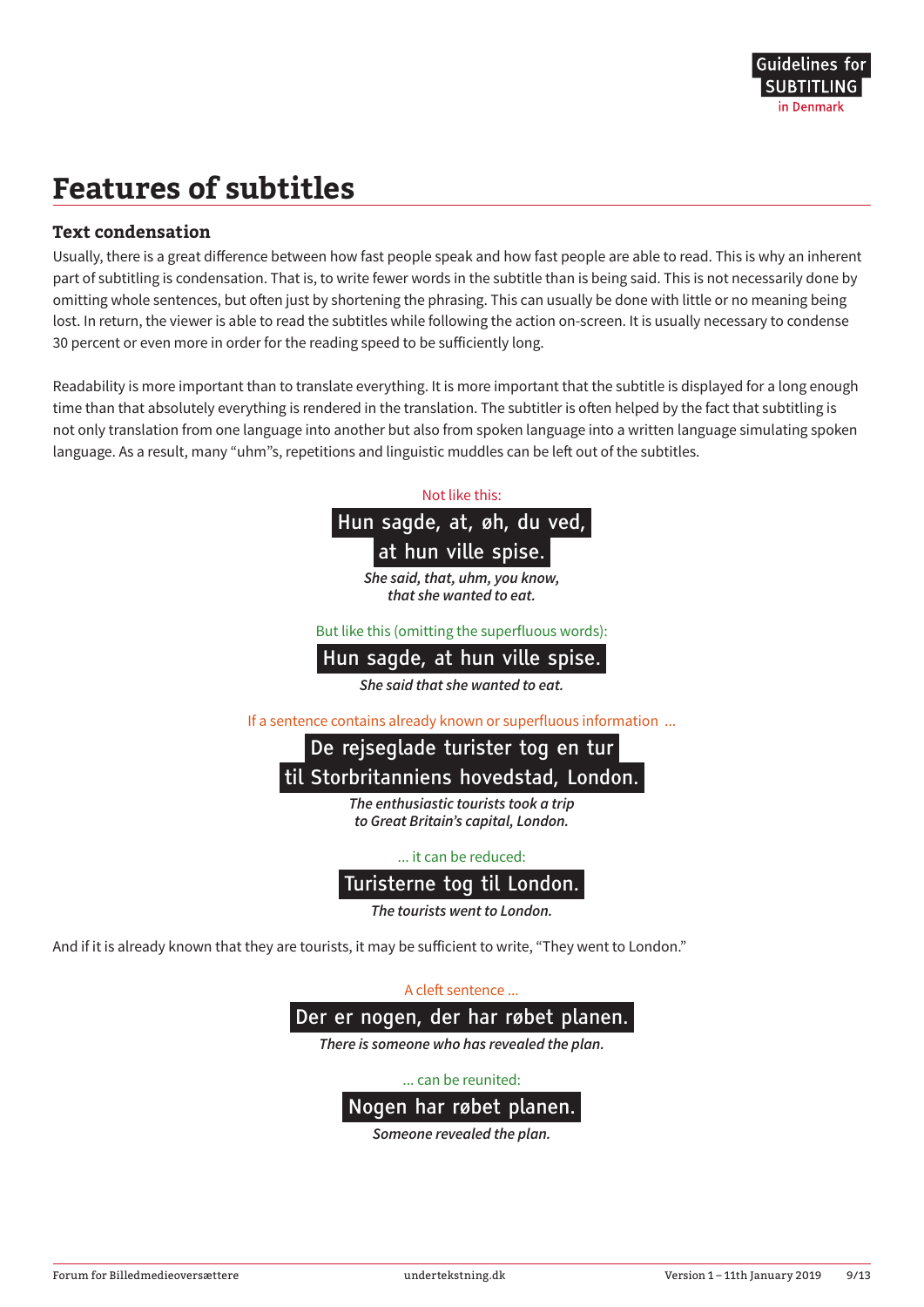# Features of subtitles

### Text condensation

Usually, there is a great difference between how fast people speak and how fast people are able to read. This is why an inherent part of subtitling is condensation. That is, to write fewer words in the subtitle than is being said. This is not necessarily done by omitting whole sentences, but often just by shortening the phrasing. This can usually be done with little or no meaning being lost. In return, the viewer is able to read the subtitles while following the action on-screen. It is usually necessary to condense 30 percent or even more in order for the reading speed to be sufficiently long.

Readability is more important than to translate everything. It is more important that the subtitle is displayed for a long enough time than that absolutely everything is rendered in the translation. The subtitler is often helped by the fact that subtitling is not only translation from one language into another but also from spoken language into a written language simulating spoken language. As a result, many "uhm"s, repetitions and linguistic muddles can be left out of the subtitles.

Not like this:

Hun sagde, at, øh, du ved,
at hun ville spise.

***She said, that, uhm, you know,***
***that she wanted to eat.***

But like this (omitting the superfluous words):

Hun sagde, at hun ville spise.

***She said that she wanted to eat.***

If a sentence contains already known or superfluous information ...

De rejseglade turister tog en tur
til Storbritanniens hovedstad, London.

***The enthusiastic tourists took a trip***
***to Great Britain's capital, London.***

... it can be reduced:

Turisterne tog til London.

***The tourists went to London.***

And if it is already known that they are tourists, it may be sufficient to write, "They went to London."

A cleft sentence ...

Der er nogen, der har røbet planen.

***There is someone who has revealed the plan.***

... can be reunited:

Nogen har røbet planen.

***Someone revealed the plan.***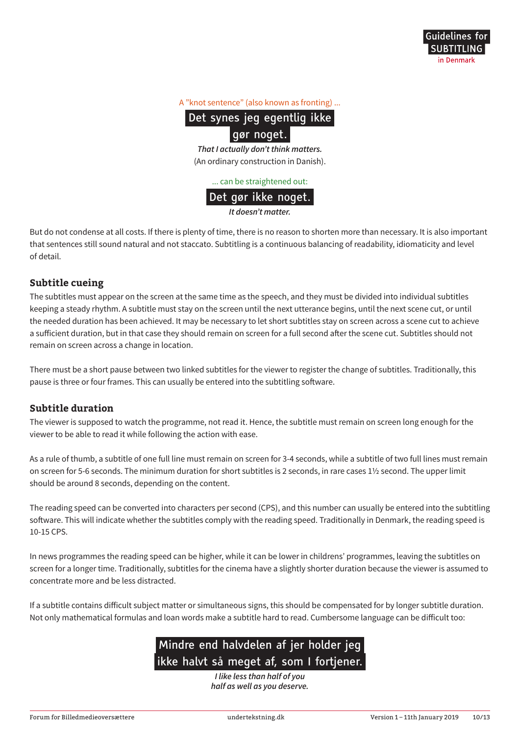A "knot sentence" (also known as fronting) ...

Det synes jeg egentlig ikke
gør noget.

***That I actually don't think matters.***
(An ordinary construction in Danish).

... can be straightened out:

Det gør ikke noget.

***It doesn't matter.***

But do not condense at all costs. If there is plenty of time, there is no reason to shorten more than necessary. It is also important that sentences still sound natural and not staccato. Subtitling is a continuous balancing of readability, idiomaticity and level of detail.

## Subtitle cueing

The subtitles must appear on the screen at the same time as the speech, and they must be divided into individual subtitles keeping a steady rhythm. A subtitle must stay on the screen until the next utterance begins, until the next scene cut, or until the needed duration has been achieved. It may be necessary to let short subtitles stay on screen across a scene cut to achieve a sufficient duration, but in that case they should remain on screen for a full second after the scene cut. Subtitles should not remain on screen across a change in location.

There must be a short pause between two linked subtitles for the viewer to register the change of subtitles. Traditionally, this pause is three or four frames. This can usually be entered into the subtitling software.

## Subtitle duration

The viewer is supposed to watch the programme, not read it. Hence, the subtitle must remain on screen long enough for the viewer to be able to read it while following the action with ease.

As a rule of thumb, a subtitle of one full line must remain on screen for 3-4 seconds, while a subtitle of two full lines must remain on screen for 5-6 seconds. The minimum duration for short subtitles is 2 seconds, in rare cases 1½ second. The upper limit should be around 8 seconds, depending on the content.

The reading speed can be converted into characters per second (CPS), and this number can usually be entered into the subtitling software. This will indicate whether the subtitles comply with the reading speed. Traditionally in Denmark, the reading speed is 10-15 CPS.

In news programmes the reading speed can be higher, while it can be lower in childrens' programmes, leaving the subtitles on screen for a longer time. Traditionally, subtitles for the cinema have a slightly shorter duration because the viewer is assumed to concentrate more and be less distracted.

If a subtitle contains difficult subject matter or simultaneous signs, this should be compensated for by longer subtitle duration. Not only mathematical formulas and loan words make a subtitle hard to read. Cumbersome language can be difficult too:

Mindre end halvdelen af jer holder jeg
ikke halvt så meget af, som I fortjener.

***I like less than half of you***
***half as well as you deserve.***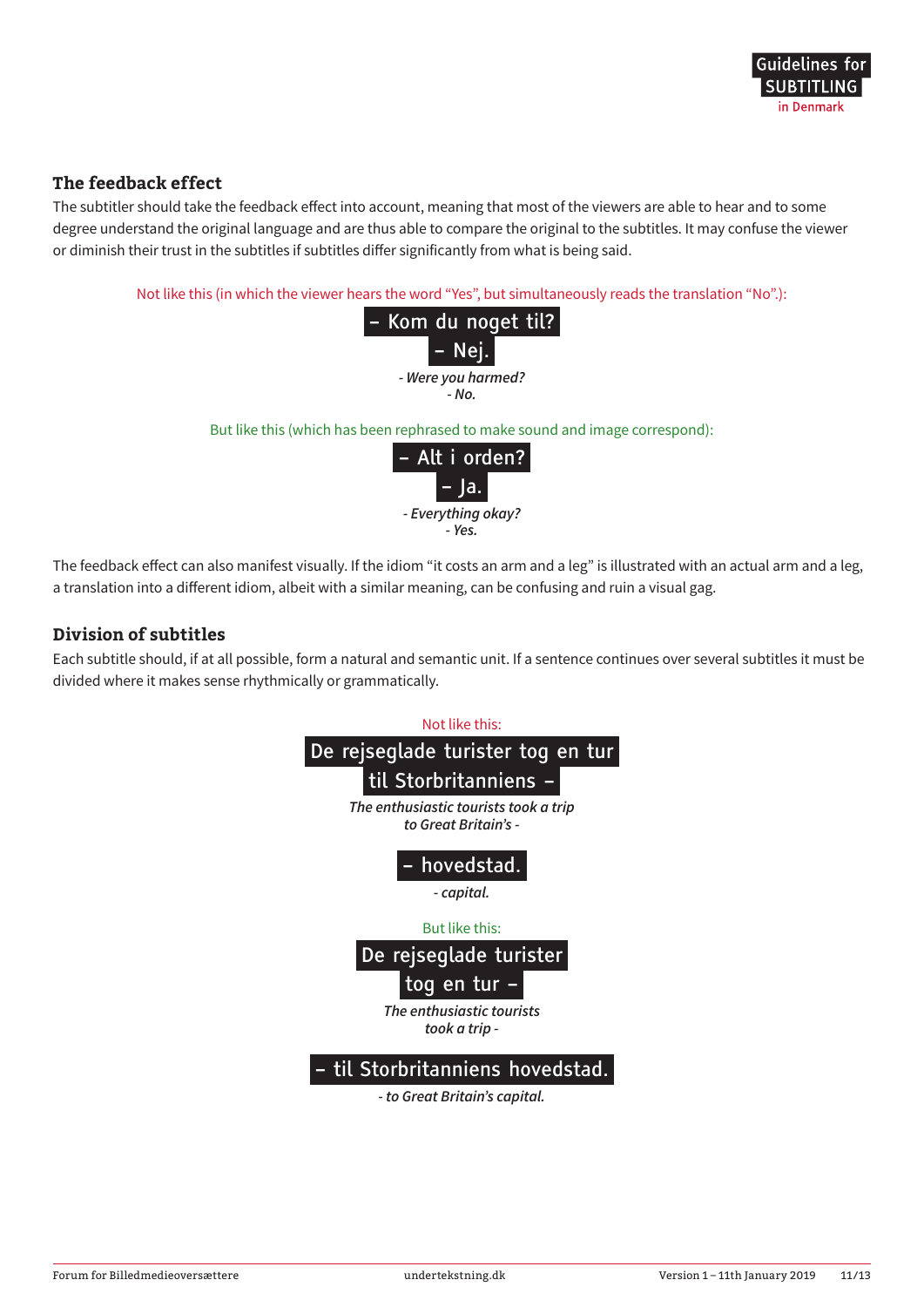## The feedback effect

The subtitler should take the feedback effect into account, meaning that most of the viewers are able to hear and to some degree understand the original language and are thus able to compare the original to the subtitles. It may confuse the viewer or diminish their trust in the subtitles if subtitles differ significantly from what is being said.

Not like this (in which the viewer hears the word "Yes", but simultaneously reads the translation "No".):

– Kom du noget til?
– Nej.

*- Were you harmed?*
*- No.*

But like this (which has been rephrased to make sound and image correspond):

– Alt i orden?
– Ja.

*- Everything okay?*
*- Yes.*

The feedback effect can also manifest visually. If the idiom "it costs an arm and a leg" is illustrated with an actual arm and a leg, a translation into a different idiom, albeit with a similar meaning, can be confusing and ruin a visual gag.

## Division of subtitles

Each subtitle should, if at all possible, form a natural and semantic unit. If a sentence continues over several subtitles it must be divided where it makes sense rhythmically or grammatically.

Not like this:

De rejseglade turister tog en tur
til Storbritanniens –

*The enthusiastic tourists took a trip*
*to Great Britain's -*

– hovedstad.

*- capital.*

But like this:

De rejseglade turister
tog en tur –

*The enthusiastic tourists*
*took a trip -*

– til Storbritanniens hovedstad.

*- to Great Britain's capital.*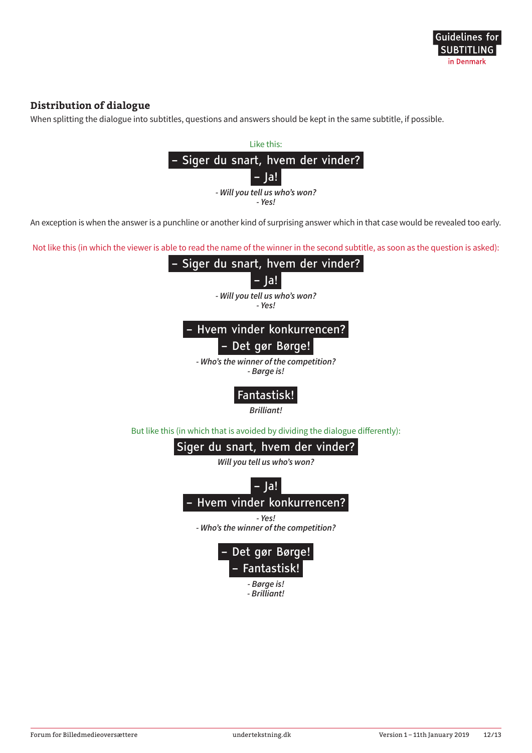## Distribution of dialogue

When splitting the dialogue into subtitles, questions and answers should be kept in the same subtitle, if possible.

Like this:

– Siger du snart, hvem der vinder?
– Ja!

*- Will you tell us who's won?*
*- Yes!*

An exception is when the answer is a punchline or another kind of surprising answer which in that case would be revealed too early.

Not like this (in which the viewer is able to read the name of the winner in the second subtitle, as soon as the question is asked):

– Siger du snart, hvem der vinder?
– Ja!

*- Will you tell us who's won?*
*- Yes!*

– Hvem vinder konkurrencen?
– Det gør Børge!

*- Who's the winner of the competition?*
*- Børge is!*

Fantastisk!

*Brilliant!*

But like this (in which that is avoided by dividing the dialogue differently):

Siger du snart, hvem der vinder?

*Will you tell us who's won?*

– Ja!
– Hvem vinder konkurrencen?

*- Yes!*
*- Who's the winner of the competition?*

– Det gør Børge!
– Fantastisk!

*- Børge is!*
*- Brilliant!*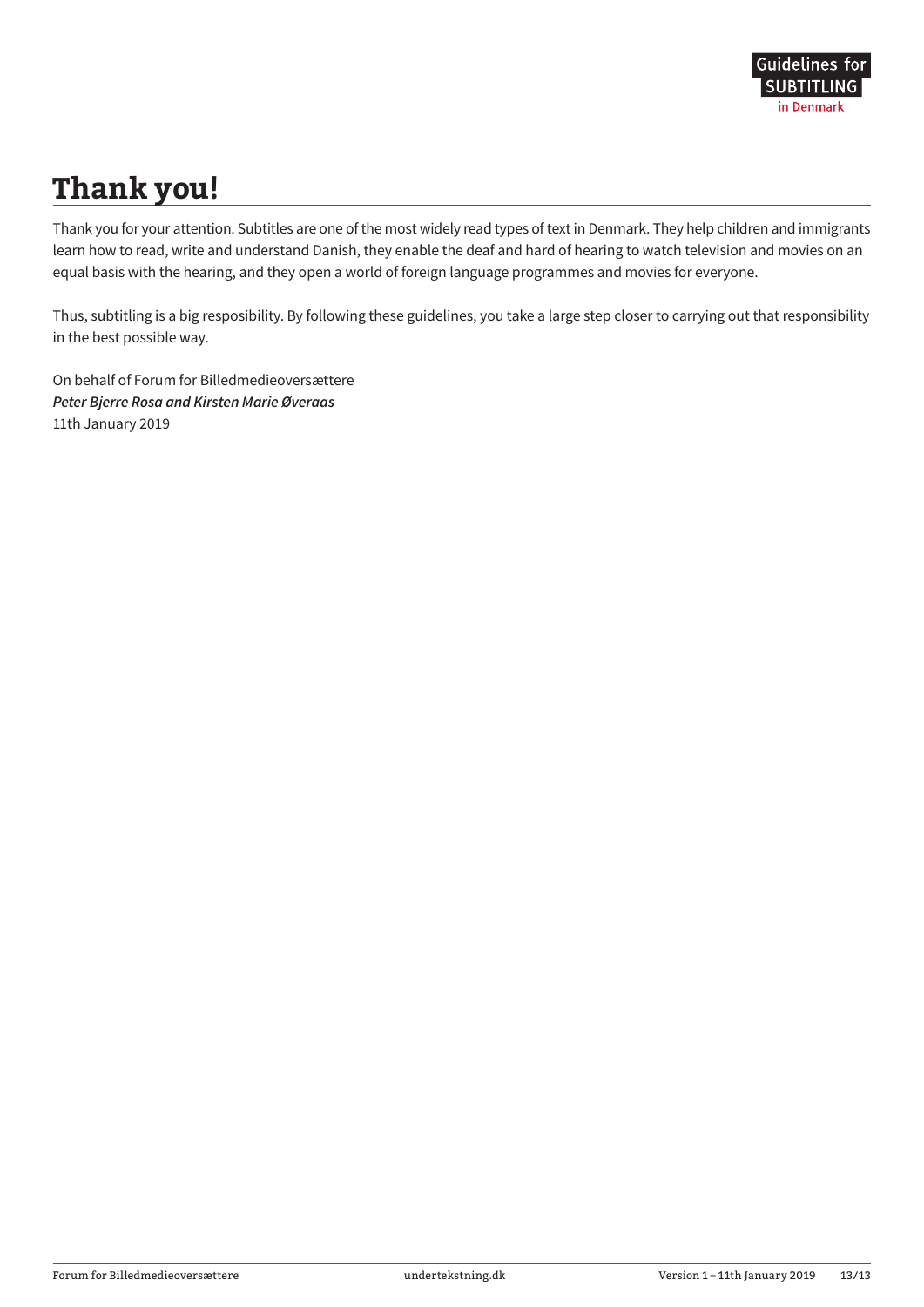# Thank you!

Thank you for your attention. Subtitles are one of the most widely read types of text in Denmark. They help children and immigrants learn how to read, write and understand Danish, they enable the deaf and hard of hearing to watch television and movies on an equal basis with the hearing, and they open a world of foreign language programmes and movies for everyone.

Thus, subtitling is a big resposibility. By following these guidelines, you take a large step closer to carrying out that responsibility in the best possible way.

On behalf of Forum for Billedmedieoversættere
***Peter Bjerre Rosa and Kirsten Marie Øveraas***
11th January 2019